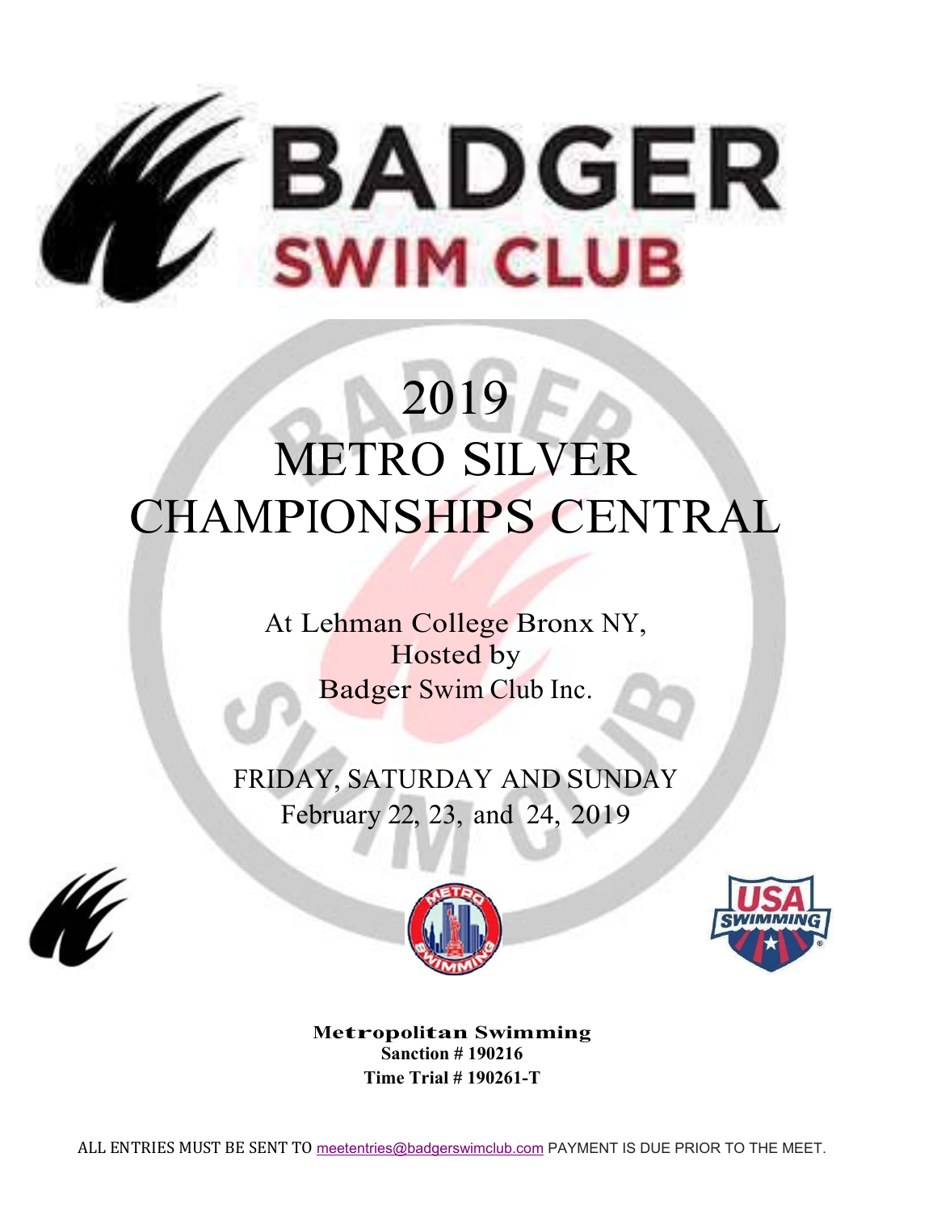# BADGER SWIM CLUB

# 2019 METRO SILVER CHAMPIONSHIPS CENTRAL

At Lehman College Bronx NY,
Hosted by
Badger Swim Club Inc.

FRIDAY, SATURDAY AND SUNDAY
February 22, 23, and 24, 2019

**Metropolitan Swimming**
**Sanction # 190216**
**Time Trial # 190261-T**

ALL ENTRIES MUST BE SENT TO meetentries@badgerswimclub.com PAYMENT IS DUE PRIOR TO THE MEET.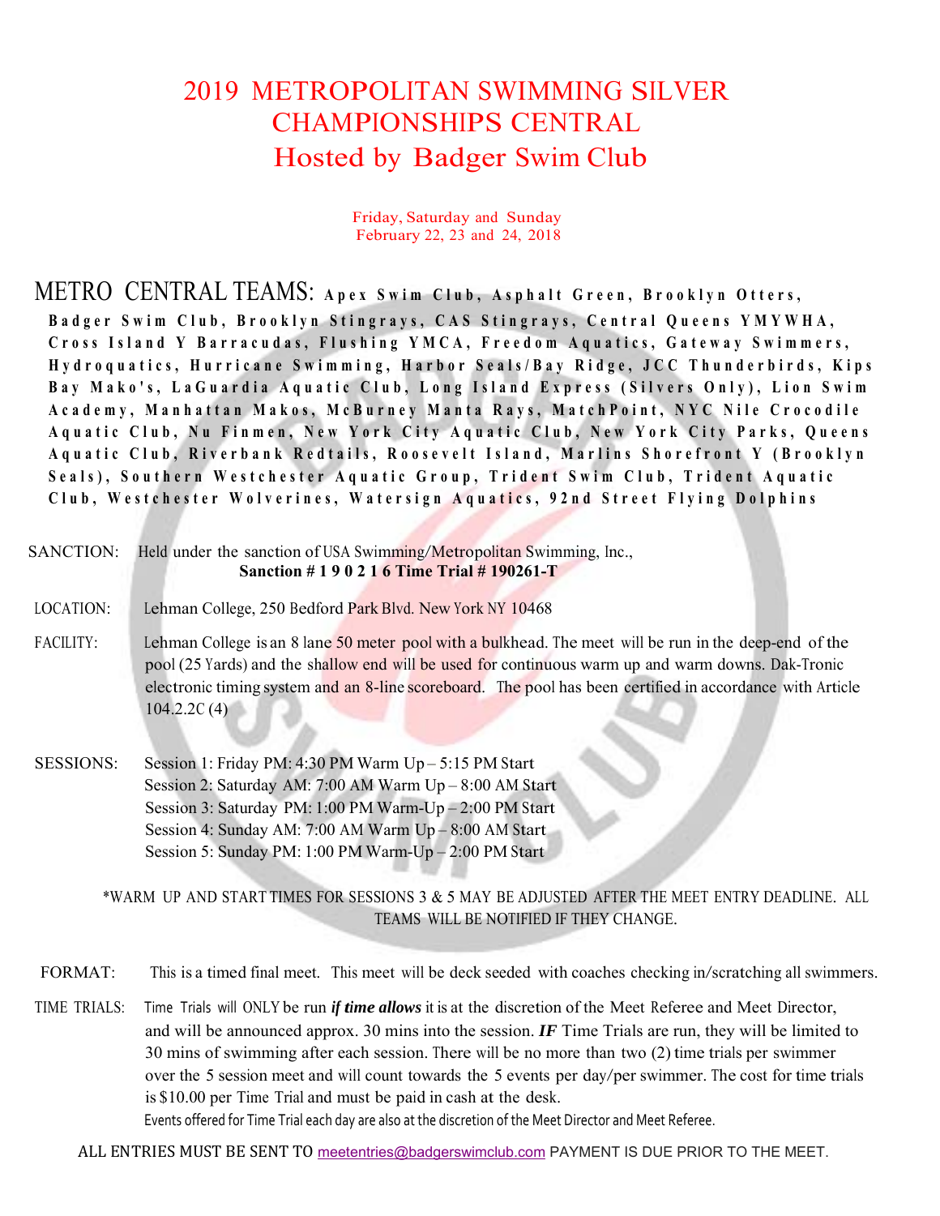# 2019 METROPOLITAN SWIMMING SILVER CHAMPIONSHIPS CENTRAL
# Hosted by Badger Swim Club

Friday, Saturday and Sunday
February 22, 23 and 24, 2018

**METRO CENTRAL TEAMS:** **Apex Swim Club, Asphalt Green, Brooklyn Otters, Badger Swim Club, Brooklyn Stingrays, CAS Stingrays, Central Queens YMYWHA, Cross Island Y Barracudas, Flushing YMCA, Freedom Aquatics, Gateway Swimmers, Hydroquatics, Hurricane Swimming, Harbor Seals/Bay Ridge, JCC Thunderbirds, Kips Bay Mako's, LaGuardia Aquatic Club, Long Island Express (Silvers Only), Lion Swim Academy, Manhattan Makos, McBurney Manta Rays, MatchPoint, NYC Nile Crocodile Aquatic Club, Nu Finmen, New York City Aquatic Club, New York City Parks, Queens Aquatic Club, Riverbank Redtails, Roosevelt Island, Marlins Shorefront Y (Brooklyn Seals), Southern Westchester Aquatic Group, Trident Swim Club, Trident Aquatic Club, Westchester Wolverines, Watersign Aquatics, 92nd Street Flying Dolphins**

SANCTION: Held under the sanction of USA Swimming/Metropolitan Swimming, Inc.,
**Sanction # 1 9 0 2 1 6 Time Trial # 190261-T**

LOCATION: Lehman College, 250 Bedford Park Blvd. New York NY 10468

FACILITY: Lehman College is an 8 lane 50 meter pool with a bulkhead. The meet will be run in the deep-end of the pool (25 Yards) and the shallow end will be used for continuous warm up and warm downs. Dak-Tronic electronic timing system and an 8-line scoreboard. The pool has been certified in accordance with Article 104.2.2C (4)

SESSIONS:
Session 1: Friday PM: 4:30 PM Warm Up – 5:15 PM Start
Session 2: Saturday AM: 7:00 AM Warm Up – 8:00 AM Start
Session 3: Saturday PM: 1:00 PM Warm-Up – 2:00 PM Start
Session 4: Sunday AM: 7:00 AM Warm Up – 8:00 AM Start
Session 5: Sunday PM: 1:00 PM Warm-Up – 2:00 PM Start

*WARM UP AND START TIMES FOR SESSIONS 3 & 5 MAY BE ADJUSTED AFTER THE MEET ENTRY DEADLINE. ALL TEAMS WILL BE NOTIFIED IF THEY CHANGE.

FORMAT: This is a timed final meet. This meet will be deck seeded with coaches checking in/scratching all swimmers.

TIME TRIALS: Time Trials will ONLY be run ***if time allows*** it is at the discretion of the Meet Referee and Meet Director, and will be announced approx. 30 mins into the session. ***IF*** Time Trials are run, they will be limited to 30 mins of swimming after each session. There will be no more than two (2) time trials per swimmer over the 5 session meet and will count towards the 5 events per day/per swimmer. The cost for time trials is $10.00 per Time Trial and must be paid in cash at the desk.
Events offered for Time Trial each day are also at the discretion of the Meet Director and Meet Referee.

ALL ENTRIES MUST BE SENT TO meetentries@badgerswimclub.com PAYMENT IS DUE PRIOR TO THE MEET.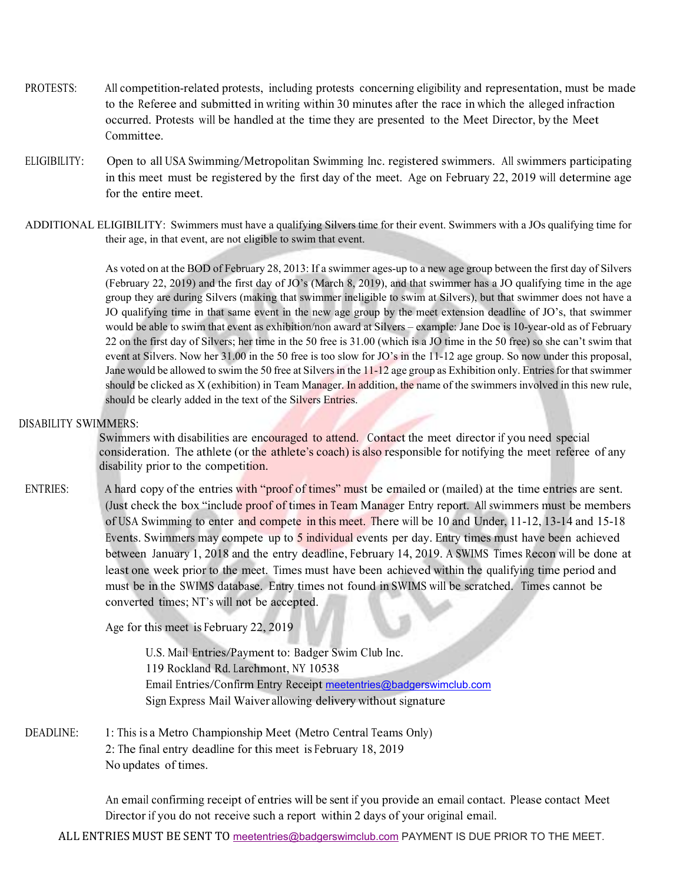**PROTESTS:** All competition-related protests, including protests concerning eligibility and representation, must be made to the Referee and submitted in writing within 30 minutes after the race in which the alleged infraction occurred. Protests will be handled at the time they are presented to the Meet Director, by the Meet Committee.

**ELIGIBILITY:** Open to all USA Swimming/Metropolitan Swimming Inc. registered swimmers. All swimmers participating in this meet must be registered by the first day of the meet. Age on February 22, 2019 will determine age for the entire meet.

**ADDITIONAL ELIGIBILITY:** Swimmers must have a qualifying Silvers time for their event. Swimmers with a JOs qualifying time for their age, in that event, are not eligible to swim that event.

As voted on at the BOD of February 28, 2013: If a swimmer ages-up to a new age group between the first day of Silvers (February 22, 2019) and the first day of JO's (March 8, 2019), and that swimmer has a JO qualifying time in the age group they are during Silvers (making that swimmer ineligible to swim at Silvers), but that swimmer does not have a JO qualifying time in that same event in the new age group by the meet extension deadline of JO's, that swimmer would be able to swim that event as exhibition/non award at Silvers – example: Jane Doe is 10-year-old as of February 22 on the first day of Silvers; her time in the 50 free is 31.00 (which is a JO time in the 50 free) so she can't swim that event at Silvers. Now her 31.00 in the 50 free is too slow for JO's in the 11-12 age group. So now under this proposal, Jane would be allowed to swim the 50 free at Silvers in the 11-12 age group as Exhibition only. Entries for that swimmer should be clicked as X (exhibition) in Team Manager. In addition, the name of the swimmers involved in this new rule, should be clearly added in the text of the Silvers Entries.

**DISABILITY SWIMMERS:**
Swimmers with disabilities are encouraged to attend. Contact the meet director if you need special consideration. The athlete (or the athlete's coach) is also responsible for notifying the meet referee of any disability prior to the competition.

**ENTRIES:** A hard copy of the entries with "proof of times" must be emailed or (mailed) at the time entries are sent. (Just check the box "include proof of times in Team Manager Entry report. All swimmers must be members of USA Swimming to enter and compete in this meet. There will be 10 and Under, 11-12, 13-14 and 15-18 Events. Swimmers may compete up to 5 individual events per day. Entry times must have been achieved between January 1, 2018 and the entry deadline, February 14, 2019. A SWIMS Times Recon will be done at least one week prior to the meet. Times must have been achieved within the qualifying time period and must be in the SWIMS database. Entry times not found in SWIMS will be scratched. Times cannot be converted times; NT's will not be accepted.

Age for this meet is February 22, 2019

U.S. Mail Entries/Payment to: Badger Swim Club Inc.
119 Rockland Rd. Larchmont, NY 10538
Email Entries/Confirm Entry Receipt meetentries@badgerswimclub.com
Sign Express Mail Waiver allowing delivery without signature

**DEADLINE:** 1: This is a Metro Championship Meet (Metro Central Teams Only)
2: The final entry deadline for this meet is February 18, 2019
No updates of times.

An email confirming receipt of entries will be sent if you provide an email contact. Please contact Meet Director if you do not receive such a report within 2 days of your original email.

ALL ENTRIES MUST BE SENT TO meetentries@badgerswimclub.com PAYMENT IS DUE PRIOR TO THE MEET.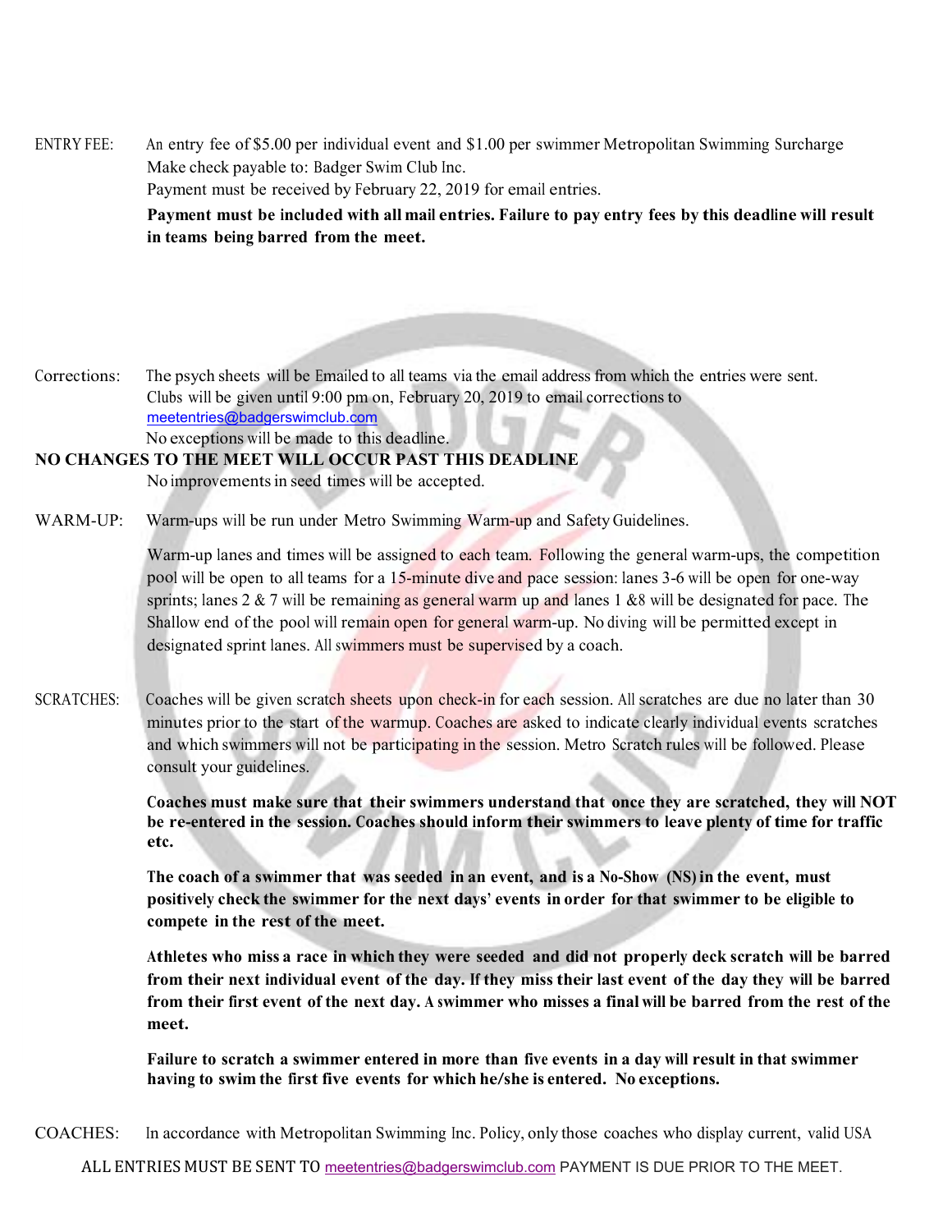ENTRY FEE: An entry fee of $5.00 per individual event and $1.00 per swimmer Metropolitan Swimming Surcharge
Make check payable to: Badger Swim Club Inc.
Payment must be received by February 22, 2019 for email entries.
**Payment must be included with all mail entries. Failure to pay entry fees by this deadline will result in teams being barred from the meet.**

Corrections: The psych sheets will be Emailed to all teams via the email address from which the entries were sent. Clubs will be given until 9:00 pm on, February 20, 2019 to email corrections to meetentries@badgerswimclub.com
No exceptions will be made to this deadline.

**NO CHANGES TO THE MEET WILL OCCUR PAST THIS DEADLINE**

No improvements in seed times will be accepted.

WARM-UP: Warm-ups will be run under Metro Swimming Warm-up and Safety Guidelines.

Warm-up lanes and times will be assigned to each team. Following the general warm-ups, the competition pool will be open to all teams for a 15-minute dive and pace session: lanes 3-6 will be open for one-way sprints; lanes 2 & 7 will be remaining as general warm up and lanes 1 &8 will be designated for pace. The Shallow end of the pool will remain open for general warm-up. No diving will be permitted except in designated sprint lanes. All swimmers must be supervised by a coach.

SCRATCHES: Coaches will be given scratch sheets upon check-in for each session. All scratches are due no later than 30 minutes prior to the start of the warmup. Coaches are asked to indicate clearly individual events scratches and which swimmers will not be participating in the session. Metro Scratch rules will be followed. Please consult your guidelines.

**Coaches must make sure that their swimmers understand that once they are scratched, they will NOT be re-entered in the session. Coaches should inform their swimmers to leave plenty of time for traffic etc.**

**The coach of a swimmer that was seeded in an event, and is a No-Show (NS) in the event, must positively check the swimmer for the next days' events in order for that swimmer to be eligible to compete in the rest of the meet.**

**Athletes who miss a race in which they were seeded and did not properly deck scratch will be barred from their next individual event of the day. If they miss their last event of the day they will be barred from their first event of the next day. A swimmer who misses a final will be barred from the rest of the meet.**

**Failure to scratch a swimmer entered in more than five events in a day will result in that swimmer having to swim the first five events for which he/she is entered. No exceptions.**

COACHES: In accordance with Metropolitan Swimming Inc. Policy, only those coaches who display current, valid USA

ALL ENTRIES MUST BE SENT TO meetentries@badgerswimclub.com PAYMENT IS DUE PRIOR TO THE MEET.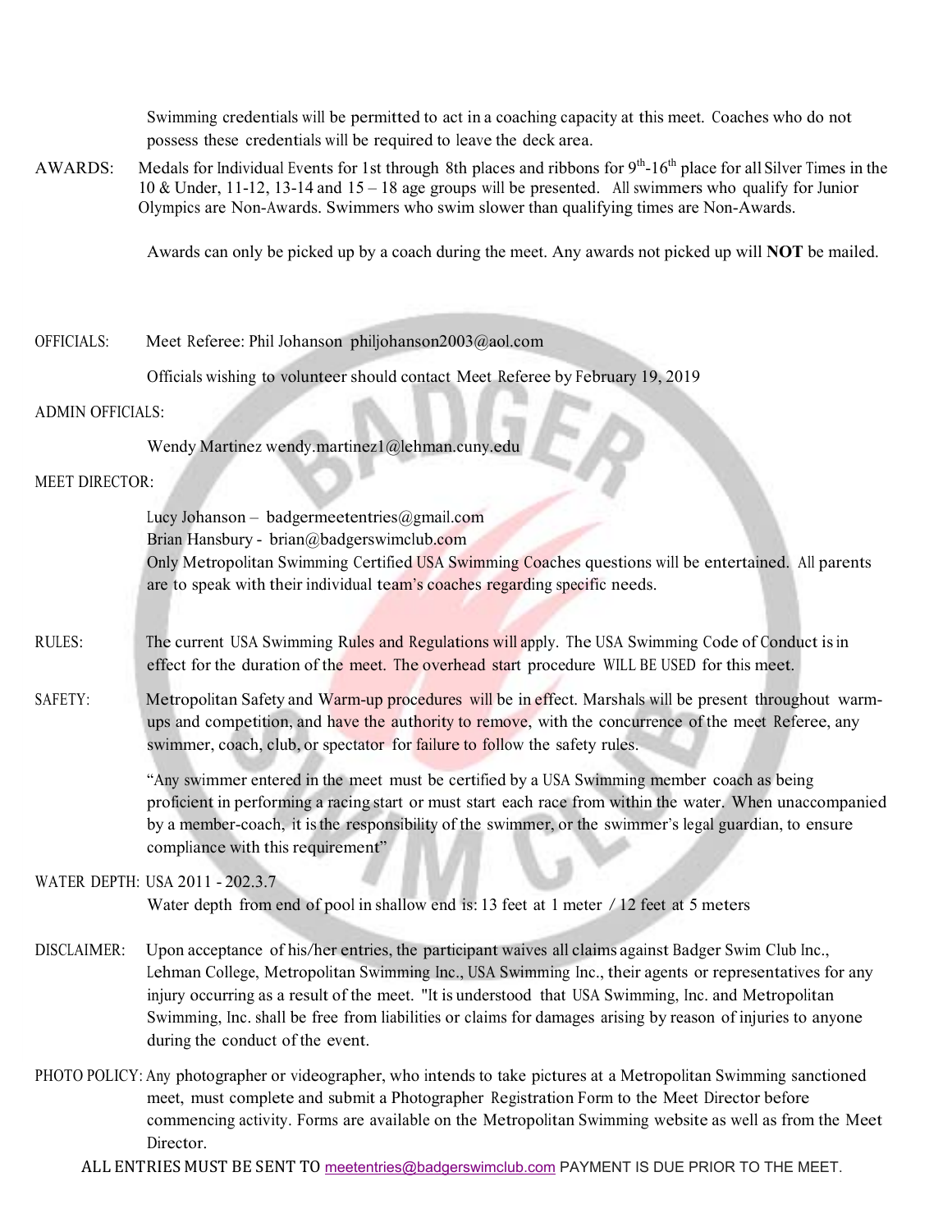Swimming credentials will be permitted to act in a coaching capacity at this meet. Coaches who do not possess these credentials will be required to leave the deck area.

AWARDS: Medals for Individual Events for 1st through 8th places and ribbons for 9th-16th place for all Silver Times in the 10 & Under, 11-12, 13-14 and 15 – 18 age groups will be presented. All swimmers who qualify for Junior Olympics are Non-Awards. Swimmers who swim slower than qualifying times are Non-Awards.

Awards can only be picked up by a coach during the meet. Any awards not picked up will **NOT** be mailed.

OFFICIALS: Meet Referee: Phil Johanson philjohanson2003@aol.com

Officials wishing to volunteer should contact Meet Referee by February 19, 2019

ADMIN OFFICIALS:

Wendy Martinez wendy.martinez1@lehman.cuny.edu

MEET DIRECTOR:

Lucy Johanson – badgermeetentries@gmail.com
Brian Hansbury - brian@badgerswimclub.com
Only Metropolitan Swimming Certified USA Swimming Coaches questions will be entertained. All parents are to speak with their individual team's coaches regarding specific needs.

RULES: The current USA Swimming Rules and Regulations will apply. The USA Swimming Code of Conduct is in effect for the duration of the meet. The overhead start procedure WILL BE USED for this meet.

SAFETY: Metropolitan Safety and Warm-up procedures will be in effect. Marshals will be present throughout warm-ups and competition, and have the authority to remove, with the concurrence of the meet Referee, any swimmer, coach, club, or spectator for failure to follow the safety rules.

"Any swimmer entered in the meet must be certified by a USA Swimming member coach as being proficient in performing a racing start or must start each race from within the water. When unaccompanied by a member-coach, it is the responsibility of the swimmer, or the swimmer's legal guardian, to ensure compliance with this requirement"

WATER DEPTH: USA 2011 - 202.3.7

Water depth from end of pool in shallow end is: 13 feet at 1 meter / 12 feet at 5 meters

DISCLAIMER: Upon acceptance of his/her entries, the participant waives all claims against Badger Swim Club Inc., Lehman College, Metropolitan Swimming Inc., USA Swimming Inc., their agents or representatives for any injury occurring as a result of the meet. "It is understood that USA Swimming, Inc. and Metropolitan Swimming, Inc. shall be free from liabilities or claims for damages arising by reason of injuries to anyone during the conduct of the event.

PHOTO POLICY: Any photographer or videographer, who intends to take pictures at a Metropolitan Swimming sanctioned meet, must complete and submit a Photographer Registration Form to the Meet Director before commencing activity. Forms are available on the Metropolitan Swimming website as well as from the Meet Director.

ALL ENTRIES MUST BE SENT TO meetentries@badgerswimclub.com PAYMENT IS DUE PRIOR TO THE MEET.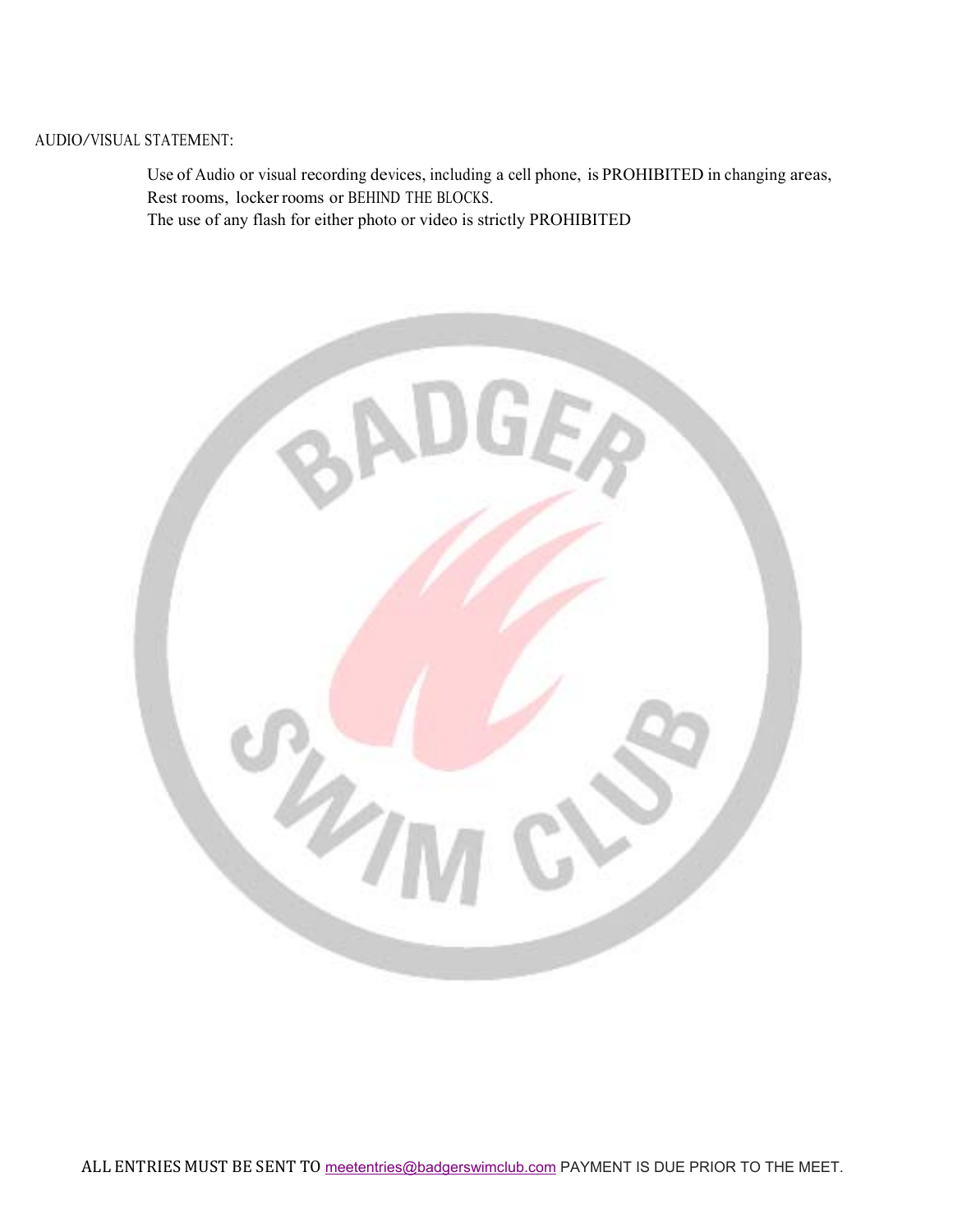AUDIO/VISUAL STATEMENT:

Use of Audio or visual recording devices, including a cell phone, is PROHIBITED in changing areas, Rest rooms, locker rooms or BEHIND THE BLOCKS.
The use of any flash for either photo or video is strictly PROHIBITED

ALL ENTRIES MUST BE SENT TO meetentries@badgerswimclub.com PAYMENT IS DUE PRIOR TO THE MEET.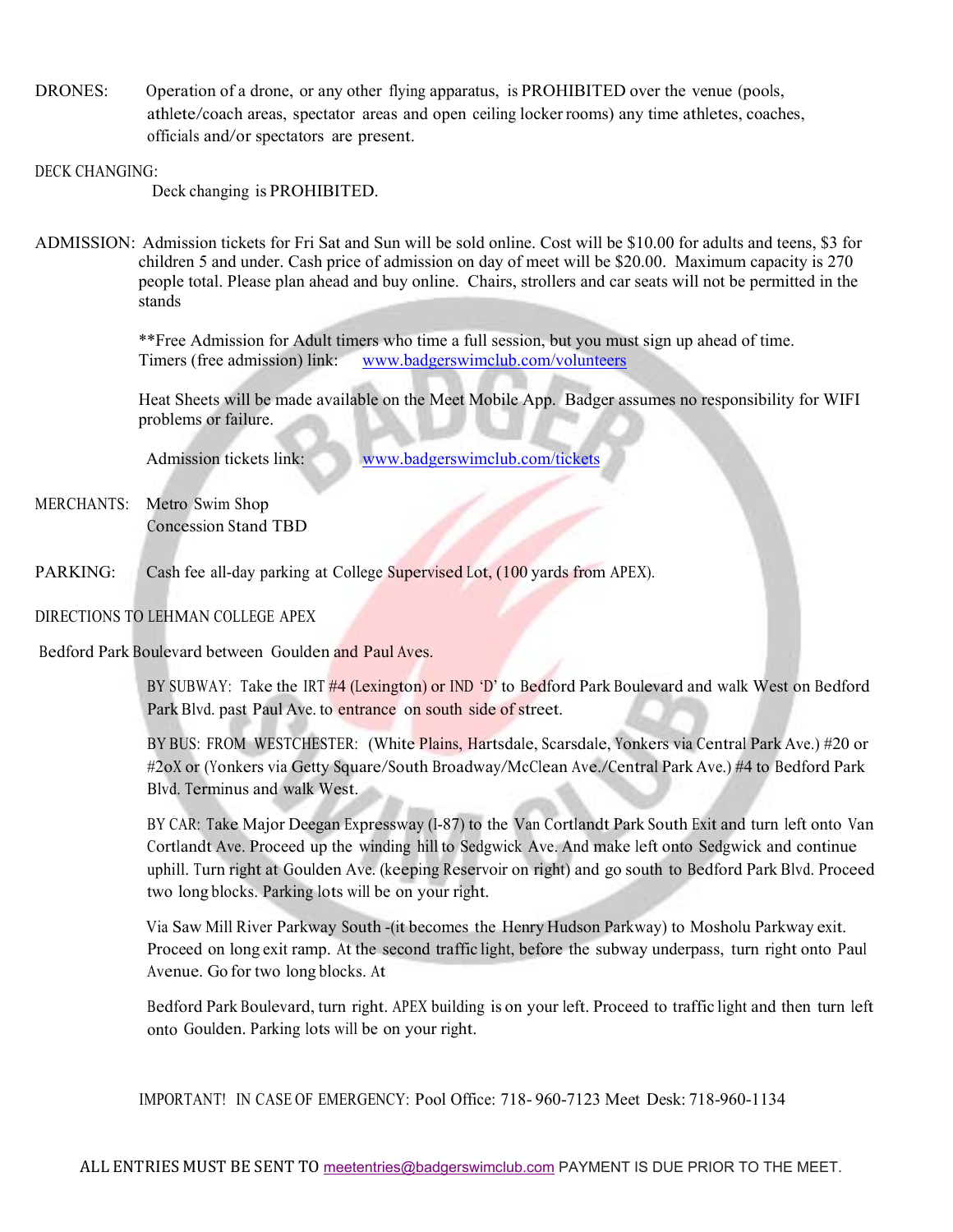DRONES: Operation of a drone, or any other flying apparatus, is PROHIBITED over the venue (pools, athlete/coach areas, spectator areas and open ceiling locker rooms) any time athletes, coaches, officials and/or spectators are present.

DECK CHANGING:

Deck changing is PROHIBITED.

ADMISSION: Admission tickets for Fri Sat and Sun will be sold online. Cost will be $10.00 for adults and teens, $3 for children 5 and under. Cash price of admission on day of meet will be $20.00. Maximum capacity is 270 people total. Please plan ahead and buy online. Chairs, strollers and car seats will not be permitted in the stands

**Free Admission for Adult timers who time a full session, but you must sign up ahead of time.
Timers (free admission) link: www.badgerswimclub.com/volunteers

Heat Sheets will be made available on the Meet Mobile App. Badger assumes no responsibility for WIFI problems or failure.

Admission tickets link: www.badgerswimclub.com/tickets

MERCHANTS: Metro Swim Shop
Concession Stand TBD

PARKING: Cash fee all-day parking at College Supervised Lot, (100 yards from APEX).

DIRECTIONS TO LEHMAN COLLEGE APEX

Bedford Park Boulevard between Goulden and Paul Aves.

BY SUBWAY: Take the IRT #4 (Lexington) or IND 'D' to Bedford Park Boulevard and walk West on Bedford Park Blvd. past Paul Ave. to entrance on south side of street.

BY BUS: FROM WESTCHESTER: (White Plains, Hartsdale, Scarsdale, Yonkers via Central Park Ave.) #20 or #2oX or (Yonkers via Getty Square/South Broadway/McClean Ave./Central Park Ave.) #4 to Bedford Park Blvd. Terminus and walk West.

BY CAR: Take Major Deegan Expressway (I-87) to the Van Cortlandt Park South Exit and turn left onto Van Cortlandt Ave. Proceed up the winding hill to Sedgwick Ave. And make left onto Sedgwick and continue uphill. Turn right at Goulden Ave. (keeping Reservoir on right) and go south to Bedford Park Blvd. Proceed two long blocks. Parking lots will be on your right.

Via Saw Mill River Parkway South -(it becomes the Henry Hudson Parkway) to Mosholu Parkway exit. Proceed on long exit ramp. At the second traffic light, before the subway underpass, turn right onto Paul Avenue. Go for two long blocks. At

Bedford Park Boulevard, turn right. APEX building is on your left. Proceed to traffic light and then turn left onto Goulden. Parking lots will be on your right.

IMPORTANT! IN CASE OF EMERGENCY: Pool Office: 718- 960-7123 Meet Desk: 718-960-1134

ALL ENTRIES MUST BE SENT TO meetentries@badgerswimclub.com PAYMENT IS DUE PRIOR TO THE MEET.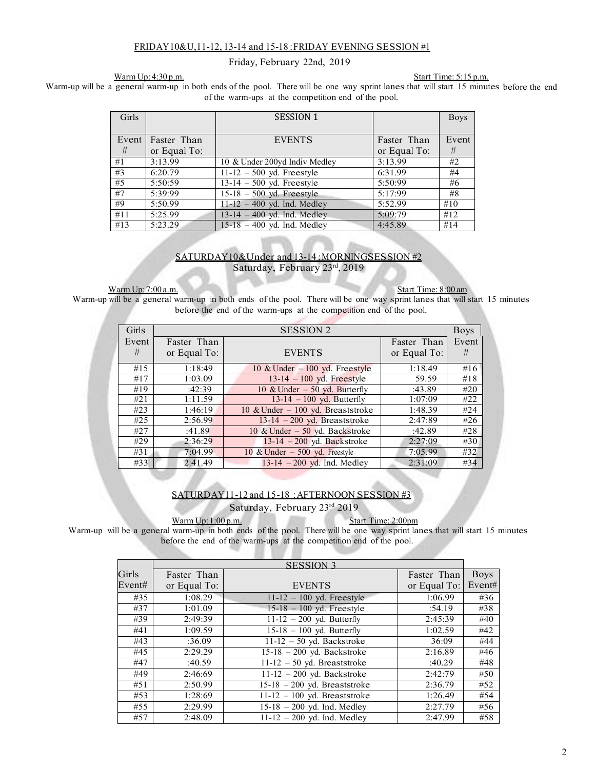FRIDAY10&U,11-12, 13-14 and 15-18 :FRIDAY EVENING SESSION #1

Friday, February 22nd, 2019

Warm Up: 4:30 p.m. Start Time: 5:15 p.m.

Warm-up will be a general warm-up in both ends of the pool. There will be one way sprint lanes that will start 15 minutes before the end of the warm-ups at the competition end of the pool.

| Girls | | SESSION 1 | | Boys |
|---|---|---|---|---|
| Event # | Faster Than or Equal To: | EVENTS | Faster Than or Equal To: | Event # |
| #1 | 3:13.99 | 10 & Under 200yd Indiv Medley | 3:13.99 | #2 |
| #3 | 6:20.79 | 11-12 – 500 yd. Freestyle | 6:31.99 | #4 |
| #5 | 5:50:59 | 13-14 – 500 yd. Freestyle | 5:50:99 | #6 |
| #7 | 5:39:99 | 15-18 – 500 yd. Freestyle | 5:17:99 | #8 |
| #9 | 5:50.99 | 11-12 – 400 yd. Ind. Medley | 5:52.99 | #10 |
| #11 | 5:25.99 | 13-14 – 400 yd. Ind. Medley | 5:09:79 | #12 |
| #13 | 5:23.29 | 15-18 – 400 yd. Ind. Medley | 4:45.89 | #14 |

SATURDAY10&Under and 13-14 :MORNINGSESSION #2

Saturday, February 23rd, 2019

Warm Up: 7:00 a.m. Start Time: 8:00 am

Warm-up will be a general warm-up in both ends of the pool. There will be one way sprint lanes that will start 15 minutes before the end of the warm-ups at the competition end of the pool.

| Girls | SESSION 2 | | | Boys |
|---|---|---|---|---|
| Event # | Faster Than or Equal To: | EVENTS | Faster Than or Equal To: | Event # |
| #15 | 1:18:49 | 10 & Under – 100 yd. Freestyle | 1:18.49 | #16 |
| #17 | 1:03.09 | 13-14 – 100 yd. Freestyle | 59.59 | #18 |
| #19 | :42:39 | 10 & Under – 50 yd. Butterfly | :43.89 | #20 |
| #21 | 1:11.59 | 13-14 – 100 yd. Butterfly | 1:07:09 | #22 |
| #23 | 1:46:19 | 10 & Under – 100 yd. Breaststroke | 1:48.39 | #24 |
| #25 | 2:56.99 | 13-14 – 200 yd. Breaststroke | 2:47:89 | #26 |
| #27 | :41.89 | 10 & Under – 50 yd. Backstroke | :42.89 | #28 |
| #29 | 2:36:29 | 13-14 – 200 yd. Backstroke | 2:27:09 | #30 |
| #31 | 7:04.99 | 10 & Under – 500 yd. Freestyle | 7:05.99 | #32 |
| #33 | 2:41.49 | 13-14 – 200 yd. Ind. Medley | 2:31:09 | #34 |

SATURDAY11-12 and 15-18 : AFTERNOON SESSION #3

Saturday, February 23rd 2019

Warm Up: 1:00 p.m. Start Time: 2:00pm

Warm-up will be a general warm-up in both ends of the pool. There will be one way sprint lanes that will start 15 minutes before the end of the warm-ups at the competition end of the pool.

| | SESSION 3 | | | |
|---|---|---|---|---|
| Girls Event# | Faster Than or Equal To: | EVENTS | Faster Than or Equal To: | Boys Event# |
| #35 | 1:08.29 | 11-12 – 100 yd. Freestyle | 1:06.99 | #36 |
| #37 | 1:01.09 | 15-18 – 100 yd. Freestyle | :54.19 | #38 |
| #39 | 2:49:39 | 11-12 – 200 yd. Butterfly | 2:45:39 | #40 |
| #41 | 1:09.59 | 15-18 – 100 yd. Butterfly | 1:02.59 | #42 |
| #43 | :36.09 | 11-12 – 50 yd. Backstroke | 36:09 | #44 |
| #45 | 2:29.29 | 15-18 – 200 yd. Backstroke | 2:16.89 | #46 |
| #47 | :40.59 | 11-12 – 50 yd. Breaststroke | :40.29 | #48 |
| #49 | 2:46:69 | 11-12 – 200 yd. Backstroke | 2:42:79 | #50 |
| #51 | 2:50.99 | 15-18 – 200 yd. Breaststroke | 2:36.79 | #52 |
| #53 | 1:28:69 | 11-12 – 100 yd. Breaststroke | 1:26.49 | #54 |
| #55 | 2:29.99 | 15-18 – 200 yd. Ind. Medley | 2:27.79 | #56 |
| #57 | 2:48.09 | 11-12 – 200 yd. Ind. Medley | 2:47.99 | #58 |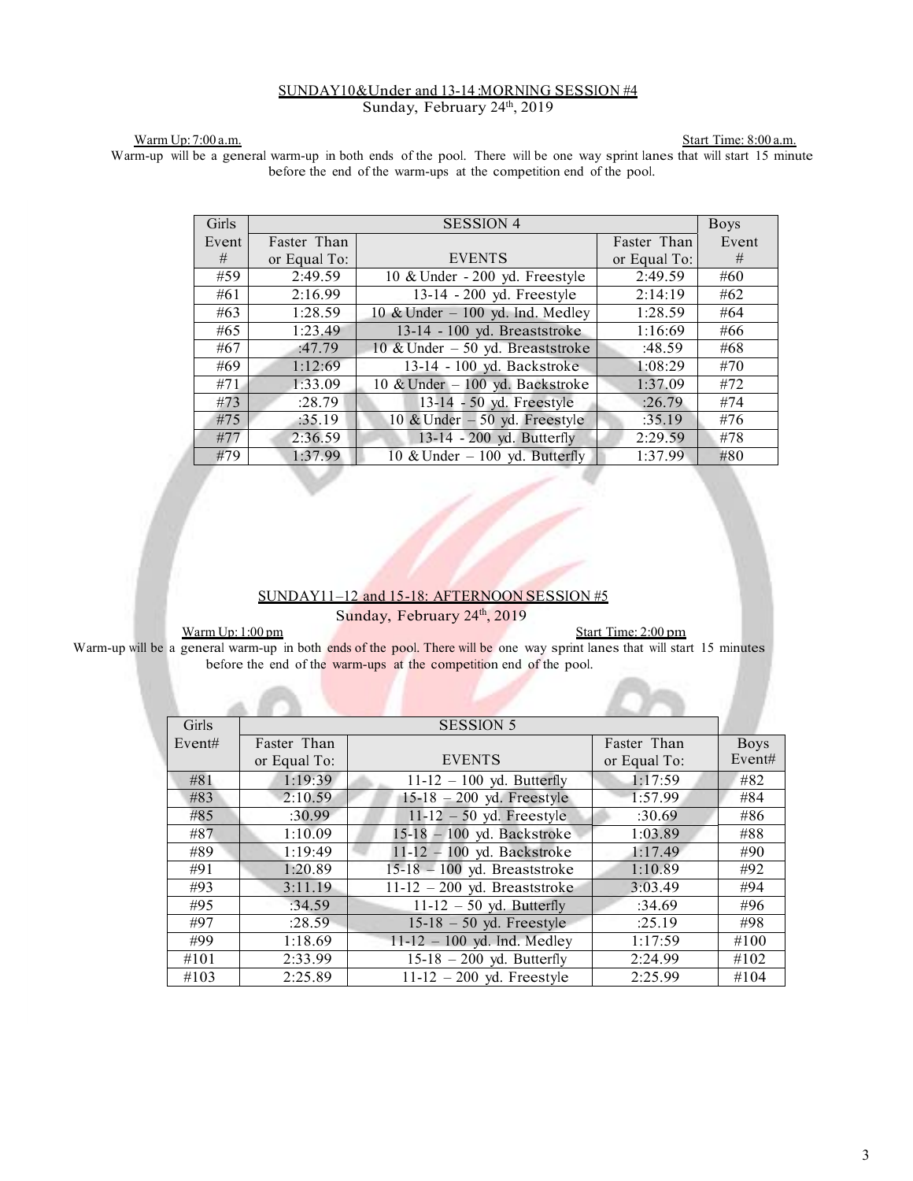## SUNDAY10&Under and 13-14 :MORNING SESSION #4

Sunday, February 24th, 2019

Warm Up: 7:00 a.m. Start Time: 8:00 a.m.

Warm-up will be a general warm-up in both ends of the pool. There will be one way sprint lanes that will start 15 minute before the end of the warm-ups at the competition end of the pool.

| Girls | SESSION 4 | | | Boys |
|---|---|---|---|---|
| Event # | Faster Than or Equal To: | EVENTS | Faster Than or Equal To: | Event # |
| #59 | 2:49.59 | 10 & Under - 200 yd. Freestyle | 2:49.59 | #60 |
| #61 | 2:16.99 | 13-14 - 200 yd. Freestyle | 2:14:19 | #62 |
| #63 | 1:28.59 | 10 & Under – 100 yd. Ind. Medley | 1:28.59 | #64 |
| #65 | 1:23.49 | 13-14 - 100 yd. Breaststroke | 1:16:69 | #66 |
| #67 | :47.79 | 10 & Under – 50 yd. Breaststroke | :48.59 | #68 |
| #69 | 1:12:69 | 13-14 - 100 yd. Backstroke | 1:08:29 | #70 |
| #71 | 1:33.09 | 10 & Under – 100 yd. Backstroke | 1:37.09 | #72 |
| #73 | :28.79 | 13-14 - 50 yd. Freestyle | :26.79 | #74 |
| #75 | :35.19 | 10 & Under – 50 yd. Freestyle | :35.19 | #76 |
| #77 | 2:36.59 | 13-14 - 200 yd. Butterfly | 2:29.59 | #78 |
| #79 | 1:37.99 | 10 & Under – 100 yd. Butterfly | 1:37.99 | #80 |

## SUNDAY11–12 and 15-18: AFTERNOON SESSION #5

Sunday, February 24th, 2019

Warm Up: 1:00 pm Start Time: 2:00 pm

Warm-up will be a general warm-up in both ends of the pool. There will be one way sprint lanes that will start 15 minutes before the end of the warm-ups at the competition end of the pool.

| Girls | SESSION 5 | | | |
|---|---|---|---|---|
| Event# | Faster Than or Equal To: | EVENTS | Faster Than or Equal To: | Boys Event# |
| #81 | 1:19:39 | 11-12 – 100 yd. Butterfly | 1:17:59 | #82 |
| #83 | 2:10.59 | 15-18 – 200 yd. Freestyle | 1:57.99 | #84 |
| #85 | :30.99 | 11-12 – 50 yd. Freestyle | :30.69 | #86 |
| #87 | 1:10.09 | 15-18 – 100 yd. Backstroke | 1:03.89 | #88 |
| #89 | 1:19:49 | 11-12 – 100 yd. Backstroke | 1:17.49 | #90 |
| #91 | 1:20.89 | 15-18 – 100 yd. Breaststroke | 1:10.89 | #92 |
| #93 | 3:11.19 | 11-12 – 200 yd. Breaststroke | 3:03.49 | #94 |
| #95 | :34.59 | 11-12 – 50 yd. Butterfly | :34.69 | #96 |
| #97 | :28.59 | 15-18 – 50 yd. Freestyle | :25.19 | #98 |
| #99 | 1:18.69 | 11-12 – 100 yd. Ind. Medley | 1:17:59 | #100 |
| #101 | 2:33.99 | 15-18 – 200 yd. Butterfly | 2:24.99 | #102 |
| #103 | 2:25.89 | 11-12 – 200 yd. Freestyle | 2:25.99 | #104 |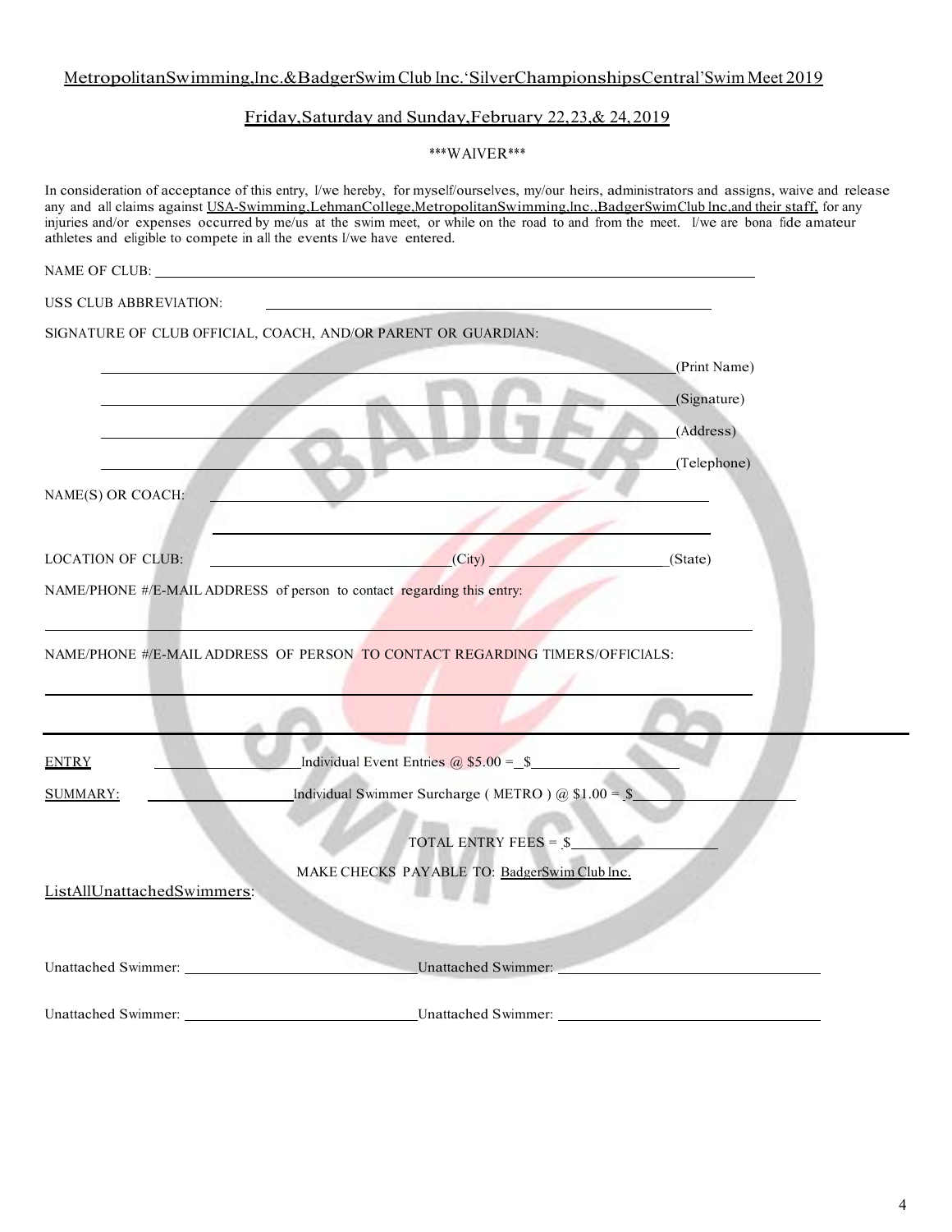MetropolitanSwimming,Inc.&BadgerSwim Club Inc.'SilverChampionshipsCentral'Swim Meet 2019

Friday,Saturday and Sunday,February 22,23,& 24,2019

***WAIVER***

In consideration of acceptance of this entry, I/we hereby, for myself/ourselves, my/our heirs, administrators and assigns, waive and release any and all claims against USA-Swimming,LehmanCollege,MetropolitanSwimming,Inc.,BadgerSwimClub Inc,and their staff, for any injuries and/or expenses occurred by me/us at the swim meet, or while on the road to and from the meet. I/we are bona fide amateur athletes and eligible to compete in all the events I/we have entered.

NAME OF CLUB: ______________________________

USS CLUB ABBREVIATION: ______________________________

SIGNATURE OF CLUB OFFICIAL, COACH, AND/OR PARENT OR GUARDIAN:

______________________________(Print Name)

______________________________(Signature)

______________________________(Address)

______________________________(Telephone)

NAME(S) OR COACH: ______________________________

______________________________

LOCATION OF CLUB: ______________(City) ______________(State)

NAME/PHONE #/E-MAIL ADDRESS of person to contact regarding this entry:

______________________________

NAME/PHONE #/E-MAIL ADDRESS OF PERSON TO CONTACT REGARDING TIMERS/OFFICIALS:

______________________________

---

ENTRY ______________ Individual Event Entries @ $5.00 = $______________

SUMMARY: ______________ Individual Swimmer Surcharge ( METRO ) @ $1.00 = $______________

TOTAL ENTRY FEES = $______________

MAKE CHECKS PAYABLE TO: BadgerSwim Club Inc.

ListAllUnattachedSwimmers:

Unattached Swimmer: ______________ Unattached Swimmer: ______________

Unattached Swimmer: ______________ Unattached Swimmer: ______________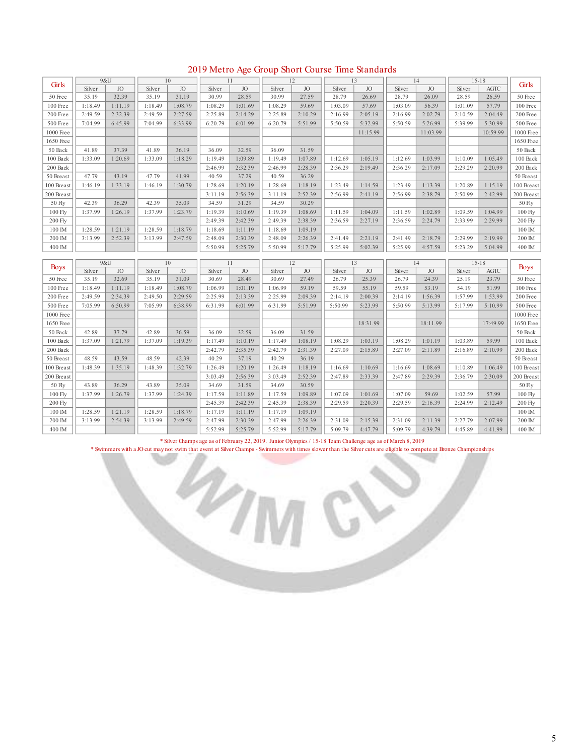# 2019 Metro Age Group Short Course Time Standards

| Girls | 9&U | | 10 | | 11 | | 12 | | 13 | | 14 | | 15-18 | | Girls |
|---|---|---|---|---|---|---|---|---|---|---|---|---|---|---|---|
| | Silver | JO | Silver | JO | Silver | JO | Silver | JO | Silver | JO | Silver | JO | Silver | AGTC | |
| 50 Free | 35.19 | 32.39 | 35.19 | 31.19 | 30.99 | 28.59 | 30.99 | 27.59 | 28.79 | 26.69 | 28.79 | 26.09 | 28.59 | 26.59 | 50 Free |
| 100 Free | 1:18.49 | 1:11.19 | 1:18.49 | 1:08.79 | 1:08.29 | 1:01.69 | 1:08.29 | 59.69 | 1:03.09 | 57.69 | 1:03.09 | 56.39 | 1:01.09 | 57.79 | 100 Free |
| 200 Free | 2:49.59 | 2:32.39 | 2:49.59 | 2:27.59 | 2:25.89 | 2:14.29 | 2:25.89 | 2:10.29 | 2:16.99 | 2:05.19 | 2:16.99 | 2:02.79 | 2:10.59 | 2:04.49 | 200 Free |
| 500 Free | 7:04.99 | 6:45.99 | 7:04.99 | 6:33.99 | 6:20.79 | 6:01.99 | 6:20.79 | 5:51.99 | 5:50.59 | 5:32.99 | 5:50.59 | 5:26.99 | 5:39.99 | 5:30.99 | 500 Free |
| 1000 Free | | | | | | | | | | 11:15.99 | | 11:03.99 | | 10:59.99 | 1000 Free |
| 1650 Free | | | | | | | | | | | | | | | 1650 Free |
| 50 Back | 41.89 | 37.39 | 41.89 | 36.19 | 36.09 | 32.59 | 36.09 | 31.59 | | | | | | | 50 Back |
| 100 Back | 1:33.09 | 1:20.69 | 1:33.09 | 1:18.29 | 1:19.49 | 1:09.89 | 1:19.49 | 1:07.89 | 1:12.69 | 1:05.19 | 1:12.69 | 1:03.99 | 1:10.09 | 1:05.49 | 100 Back |
| 200 Back | | | | | 2:46.99 | 2:32.39 | 2:46.99 | 2:28.39 | 2:36.29 | 2:19.49 | 2:36.29 | 2:17.09 | 2:29.29 | 2:20.99 | 200 Back |
| 50 Breast | 47.79 | 43.19 | 47.79 | 41.99 | 40.59 | 37.29 | 40.59 | 36.29 | | | | | | | 50 Breast |
| 100 Breast | 1:46.19 | 1:33.19 | 1:46.19 | 1:30.79 | 1:28.69 | 1:20.19 | 1:28.69 | 1:18.19 | 1:23.49 | 1:14.59 | 1:23.49 | 1:13.39 | 1:20.89 | 1:15.19 | 100 Breast |
| 200 Breast | | | | | 3:11.19 | 2:56.39 | 3:11.19 | 2:52.39 | 2:56.99 | 2:41.19 | 2:56.99 | 2:38.79 | 2:50.99 | 2:42.99 | 200 Breast |
| 50 Fly | 42.39 | 36.29 | 42.39 | 35.09 | 34.59 | 31.29 | 34.59 | 30.29 | | | | | | | 50 Fly |
| 100 Fly | 1:37.99 | 1:26.19 | 1:37.99 | 1:23.79 | 1:19.39 | 1:10.69 | 1:19.39 | 1:08.69 | 1:11.59 | 1:04.09 | 1:11.59 | 1:02.89 | 1:09.59 | 1:04.99 | 100 Fly |
| 200 Fly | | | | | 2:49.39 | 2:42.39 | 2:49.39 | 2:38.39 | 2:36.59 | 2:27.19 | 2:36.59 | 2:24.79 | 2:33.99 | 2:29.99 | 200 Fly |
| 100 IM | 1:28.59 | 1:21.19 | 1:28.59 | 1:18.79 | 1:18.69 | 1:11.19 | 1:18.69 | 1:09.19 | | | | | | | 100 IM |
| 200 IM | 3:13.99 | 2:52.39 | 3:13.99 | 2:47.59 | 2:48.09 | 2:30.39 | 2:48.09 | 2:26.39 | 2:41.49 | 2:21.19 | 2:41.49 | 2:18.79 | 2:29.99 | 2:19.99 | 200 IM |
| 400 IM | | | | | 5:50.99 | 5:25.79 | 5:50.99 | 5:17.79 | 5:25.99 | 5:02.39 | 5:25.99 | 4:57.59 | 5:23.29 | 5:04.99 | 400 IM |

| Boys | 9&U | | 10 | | 11 | | 12 | | 13 | | 14 | | 15-18 | | Boys |
|---|---|---|---|---|---|---|---|---|---|---|---|---|---|---|---|
| | Silver | JO | Silver | JO | Silver | JO | Silver | JO | Silver | JO | Silver | JO | Silver | AGTC | |
| 50 Free | 35.19 | 32.69 | 35.19 | 31.09 | 30.69 | 28.49 | 30.69 | 27.49 | 26.79 | 25.39 | 26.79 | 24.39 | 25.19 | 23.79 | 50 Free |
| 100 Free | 1:18.49 | 1:11.19 | 1:18.49 | 1:08.79 | 1:06.99 | 1:01.19 | 1:06.99 | 59.19 | 59.59 | 55.19 | 59.59 | 53.19 | 54.19 | 51.99 | 100 Free |
| 200 Free | 2:49.59 | 2:34.39 | 2:49.50 | 2:29.59 | 2:25.99 | 2:13.39 | 2:25.99 | 2:09.39 | 2:14.19 | 2:00.39 | 2:14.19 | 1:56.39 | 1:57.99 | 1:53.99 | 200 Free |
| 500 Free | 7:05.99 | 6:50.99 | 7:05.99 | 6:38.99 | 6:31.99 | 6:01.99 | 6:31.99 | 5:51.99 | 5:50.99 | 5:23.99 | 5:50.99 | 5:13.99 | 5:17.99 | 5:10.99 | 500 Free |
| 1000 Free | | | | | | | | | | | | | | | 1000 Free |
| 1650 Free | | | | | | | | | | 18:31.99 | | 18:11.99 | | 17:49.99 | 1650 Free |
| 50 Back | 42.89 | 37.79 | 42.89 | 36.59 | 36.09 | 32.59 | 36.09 | 31.59 | | | | | | | 50 Back |
| 100 Back | 1:37.09 | 1:21.79 | 1:37.09 | 1:19.39 | 1:17.49 | 1:10.19 | 1:17.49 | 1:08.19 | 1:08.29 | 1:03.19 | 1:08.29 | 1:01.19 | 1:03.89 | 59.99 | 100 Back |
| 200 Back | | | | | 2:42.79 | 2:35.39 | 2:42.79 | 2:31.39 | 2:27.09 | 2:15.89 | 2:27.09 | 2:11.89 | 2:16.89 | 2:10.99 | 200 Back |
| 50 Breast | 48.59 | 43.59 | 48.59 | 42.39 | 40.29 | 37.19 | 40.29 | 36.19 | | | | | | | 50 Breast |
| 100 Breast | 1:48.39 | 1:35.19 | 1:48.39 | 1:32.79 | 1:26.49 | 1:20.19 | 1:26.49 | 1:18.19 | 1:16.69 | 1:10.69 | 1:16.69 | 1:08.69 | 1:10.89 | 1:06.49 | 100 Breast |
| 200 Breast | | | | | 3:03.49 | 2:56.39 | 3:03.49 | 2:52.39 | 2:47.89 | 2:33.39 | 2:47.89 | 2:29.39 | 2:36.79 | 2:30.09 | 200 Breast |
| 50 Fly | 43.89 | 36.29 | 43.89 | 35.09 | 34.69 | 31.59 | 34.69 | 30.59 | | | | | | | 50 Fly |
| 100 Fly | 1:37.99 | 1:26.79 | 1:37.99 | 1:24.39 | 1:17.59 | 1:11.89 | 1:17.59 | 1:09.89 | 1:07.09 | 1:01.69 | 1:07.09 | 59.69 | 1:02.59 | 57.99 | 100 Fly |
| 200 Fly | | | | | 2:45.39 | 2:42.39 | 2:45.39 | 2:38.39 | 2:29.59 | 2:20.39 | 2:29.59 | 2:16.39 | 2:24.99 | 2:12.49 | 200 Fly |
| 100 IM | 1:28.59 | 1:21.19 | 1:28.59 | 1:18.79 | 1:17.19 | 1:11.19 | 1:17.19 | 1:09.19 | | | | | | | 100 IM |
| 200 IM | 3:13.99 | 2:54.39 | 3:13.99 | 2:49.59 | 2:47.99 | 2:30.39 | 2:47.99 | 2:26.39 | 2:31.09 | 2:15.39 | 2:31.09 | 2:11.39 | 2:27.79 | 2:07.99 | 200 IM |
| 400 IM | | | | | 5:52.99 | 5:25.79 | 5:52.99 | 5:17.79 | 5:09.79 | 4:47.79 | 5:09.79 | 4:39.79 | 4:45.89 | 4:41.99 | 400 IM |

* Silver Champs age as of February 22, 2019. Junior Olympics / 15-18 Team Challenge age as of March 8, 2019

* Swimmers with a JO cut may not swim that event at Silver Champs - Swimmers with times slower than the Silver cuts are eligible to compete at Bronze Championships